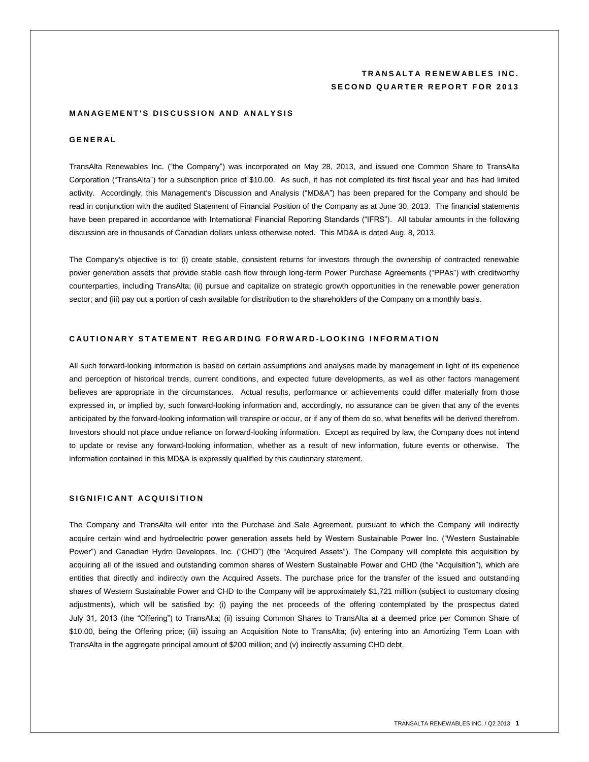# TRANSALTA RENEWABLES INC.
# SECOND QUARTER REPORT FOR 2013

## MANAGEMENT'S DISCUSSION AND ANALYSIS

### GENERAL

TransAlta Renewables Inc. ("the Company") was incorporated on May 28, 2013, and issued one Common Share to TransAlta Corporation ("TransAlta") for a subscription price of $10.00. As such, it has not completed its first fiscal year and has had limited activity. Accordingly, this Management's Discussion and Analysis ("MD&A") has been prepared for the Company and should be read in conjunction with the audited Statement of Financial Position of the Company as at June 30, 2013. The financial statements have been prepared in accordance with International Financial Reporting Standards ("IFRS"). All tabular amounts in the following discussion are in thousands of Canadian dollars unless otherwise noted. This MD&A is dated Aug. 8, 2013.

The Company's objective is to: (i) create stable, consistent returns for investors through the ownership of contracted renewable power generation assets that provide stable cash flow through long-term Power Purchase Agreements ("PPAs") with creditworthy counterparties, including TransAlta; (ii) pursue and capitalize on strategic growth opportunities in the renewable power generation sector; and (iii) pay out a portion of cash available for distribution to the shareholders of the Company on a monthly basis.

### CAUTIONARY STATEMENT REGARDING FORWARD-LOOKING INFORMATION

All such forward-looking information is based on certain assumptions and analyses made by management in light of its experience and perception of historical trends, current conditions, and expected future developments, as well as other factors management believes are appropriate in the circumstances. Actual results, performance or achievements could differ materially from those expressed in, or implied by, such forward-looking information and, accordingly, no assurance can be given that any of the events anticipated by the forward-looking information will transpire or occur, or if any of them do so, what benefits will be derived therefrom. Investors should not place undue reliance on forward-looking information. Except as required by law, the Company does not intend to update or revise any forward-looking information, whether as a result of new information, future events or otherwise. The information contained in this MD&A is expressly qualified by this cautionary statement.

### SIGNIFICANT ACQUISITION

The Company and TransAlta will enter into the Purchase and Sale Agreement, pursuant to which the Company will indirectly acquire certain wind and hydroelectric power generation assets held by Western Sustainable Power Inc. ("Western Sustainable Power") and Canadian Hydro Developers, Inc. ("CHD") (the "Acquired Assets"). The Company will complete this acquisition by acquiring all of the issued and outstanding common shares of Western Sustainable Power and CHD (the "Acquisition"), which are entities that directly and indirectly own the Acquired Assets. The purchase price for the transfer of the issued and outstanding shares of Western Sustainable Power and CHD to the Company will be approximately $1,721 million (subject to customary closing adjustments), which will be satisfied by: (i) paying the net proceeds of the offering contemplated by the prospectus dated July 31, 2013 (the "Offering") to TransAlta; (ii) issuing Common Shares to TransAlta at a deemed price per Common Share of $10.00, being the Offering price; (iii) issuing an Acquisition Note to TransAlta; (iv) entering into an Amortizing Term Loan with TransAlta in the aggregate principal amount of $200 million; and (v) indirectly assuming CHD debt.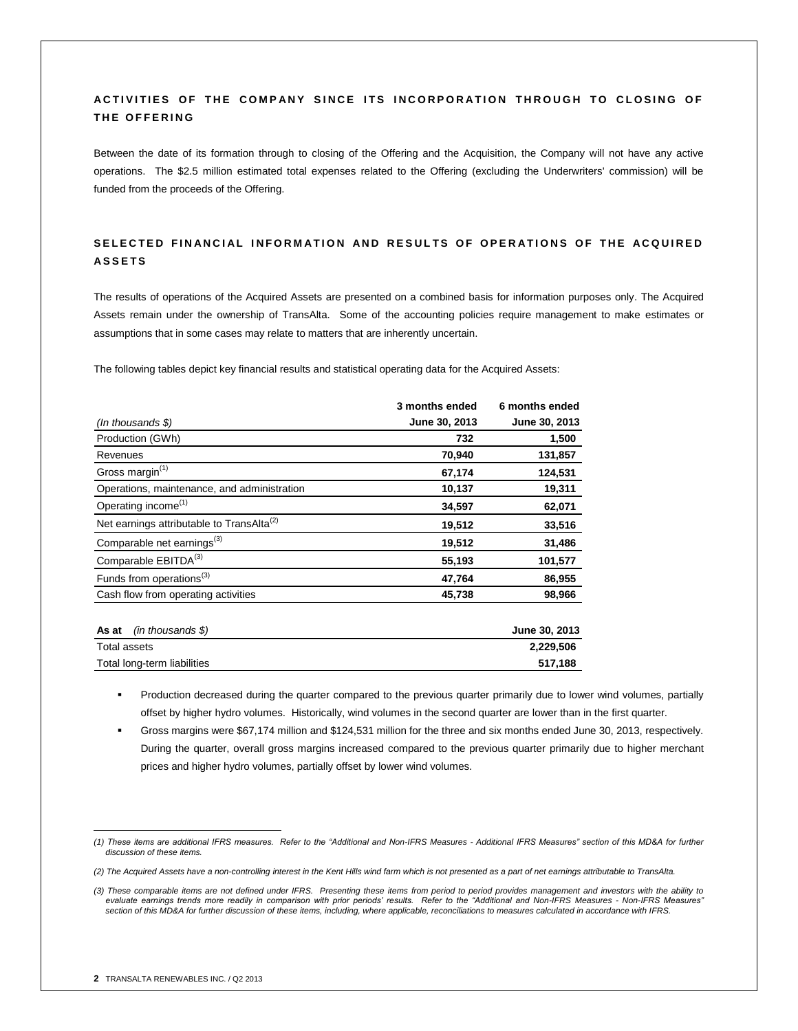## ACTIVITIES OF THE COMPANY SINCE ITS INCORPORATION THROUGH TO CLOSING OF THE OFFERING

Between the date of its formation through to closing of the Offering and the Acquisition, the Company will not have any active operations. The $2.5 million estimated total expenses related to the Offering (excluding the Underwriters' commission) will be funded from the proceeds of the Offering.

## SELECTED FINANCIAL INFORMATION AND RESULTS OF OPERATIONS OF THE ACQUIRED ASSETS

The results of operations of the Acquired Assets are presented on a combined basis for information purposes only. The Acquired Assets remain under the ownership of TransAlta. Some of the accounting policies require management to make estimates or assumptions that in some cases may relate to matters that are inherently uncertain.

The following tables depict key financial results and statistical operating data for the Acquired Assets:

| *(In thousands $)* | 3 months ended June 30, 2013 | 6 months ended June 30, 2013 |
|---|---|---|
| Production (GWh) | **732** | **1,500** |
| Revenues | **70,940** | **131,857** |
| Gross margin[1] | **67,174** | **124,531** |
| Operations, maintenance, and administration | **10,137** | **19,311** |
| Operating income[1] | **34,597** | **62,071** |
| Net earnings attributable to TransAlta[2] | **19,512** | **33,516** |
| Comparable net earnings[3] | **19,512** | **31,486** |
| Comparable EBITDA[3] | **55,193** | **101,577** |
| Funds from operations[3] | **47,764** | **86,955** |
| Cash flow from operating activities | **45,738** | **98,966** |

| **As at** *(in thousands $)* | June 30, 2013 |
|---|---|
| Total assets | **2,229,506** |
| Total long-term liabilities | **517,188** |

- Production decreased during the quarter compared to the previous quarter primarily due to lower wind volumes, partially offset by higher hydro volumes. Historically, wind volumes in the second quarter are lower than in the first quarter.
- Gross margins were $67,174 million and $124,531 million for the three and six months ended June 30, 2013, respectively. During the quarter, overall gross margins increased compared to the previous quarter primarily due to higher merchant prices and higher hydro volumes, partially offset by lower wind volumes.

*(1) These items are additional IFRS measures. Refer to the "Additional and Non-IFRS Measures - Additional IFRS Measures" section of this MD&A for further discussion of these items.*

*(2) The Acquired Assets have a non-controlling interest in the Kent Hills wind farm which is not presented as a part of net earnings attributable to TransAlta.*

*(3) These comparable items are not defined under IFRS. Presenting these items from period to period provides management and investors with the ability to evaluate earnings trends more readily in comparison with prior periods' results. Refer to the "Additional and Non-IFRS Measures - Non-IFRS Measures" section of this MD&A for further discussion of these items, including, where applicable, reconciliations to measures calculated in accordance with IFRS.*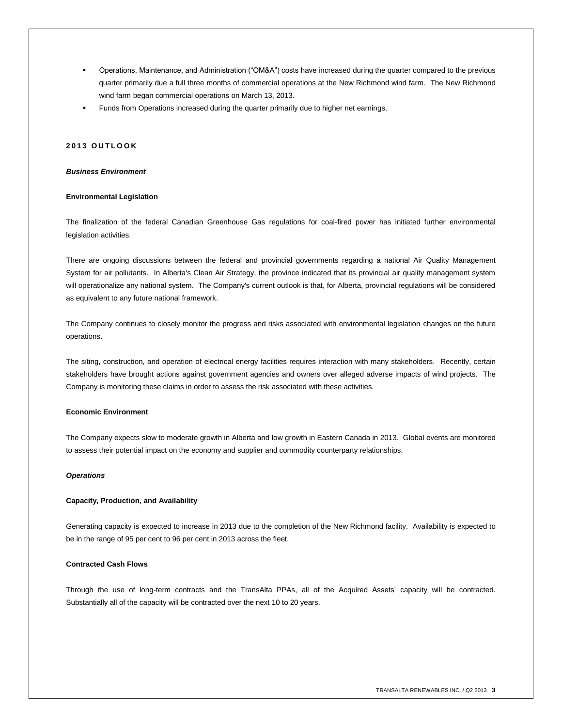- Operations, Maintenance, and Administration ("OM&A") costs have increased during the quarter compared to the previous quarter primarily due a full three months of commercial operations at the New Richmond wind farm. The New Richmond wind farm began commercial operations on March 13, 2013.
- Funds from Operations increased during the quarter primarily due to higher net earnings.

## 2013 OUTLOOK

### *Business Environment*

#### Environmental Legislation

The finalization of the federal Canadian Greenhouse Gas regulations for coal-fired power has initiated further environmental legislation activities.

There are ongoing discussions between the federal and provincial governments regarding a national Air Quality Management System for air pollutants. In Alberta's Clean Air Strategy, the province indicated that its provincial air quality management system will operationalize any national system. The Company's current outlook is that, for Alberta, provincial regulations will be considered as equivalent to any future national framework.

The Company continues to closely monitor the progress and risks associated with environmental legislation changes on the future operations.

The siting, construction, and operation of electrical energy facilities requires interaction with many stakeholders. Recently, certain stakeholders have brought actions against government agencies and owners over alleged adverse impacts of wind projects. The Company is monitoring these claims in order to assess the risk associated with these activities.

#### Economic Environment

The Company expects slow to moderate growth in Alberta and low growth in Eastern Canada in 2013. Global events are monitored to assess their potential impact on the economy and supplier and commodity counterparty relationships.

### *Operations*

#### Capacity, Production, and Availability

Generating capacity is expected to increase in 2013 due to the completion of the New Richmond facility. Availability is expected to be in the range of 95 per cent to 96 per cent in 2013 across the fleet.

#### Contracted Cash Flows

Through the use of long-term contracts and the TransAlta PPAs, all of the Acquired Assets' capacity will be contracted. Substantially all of the capacity will be contracted over the next 10 to 20 years.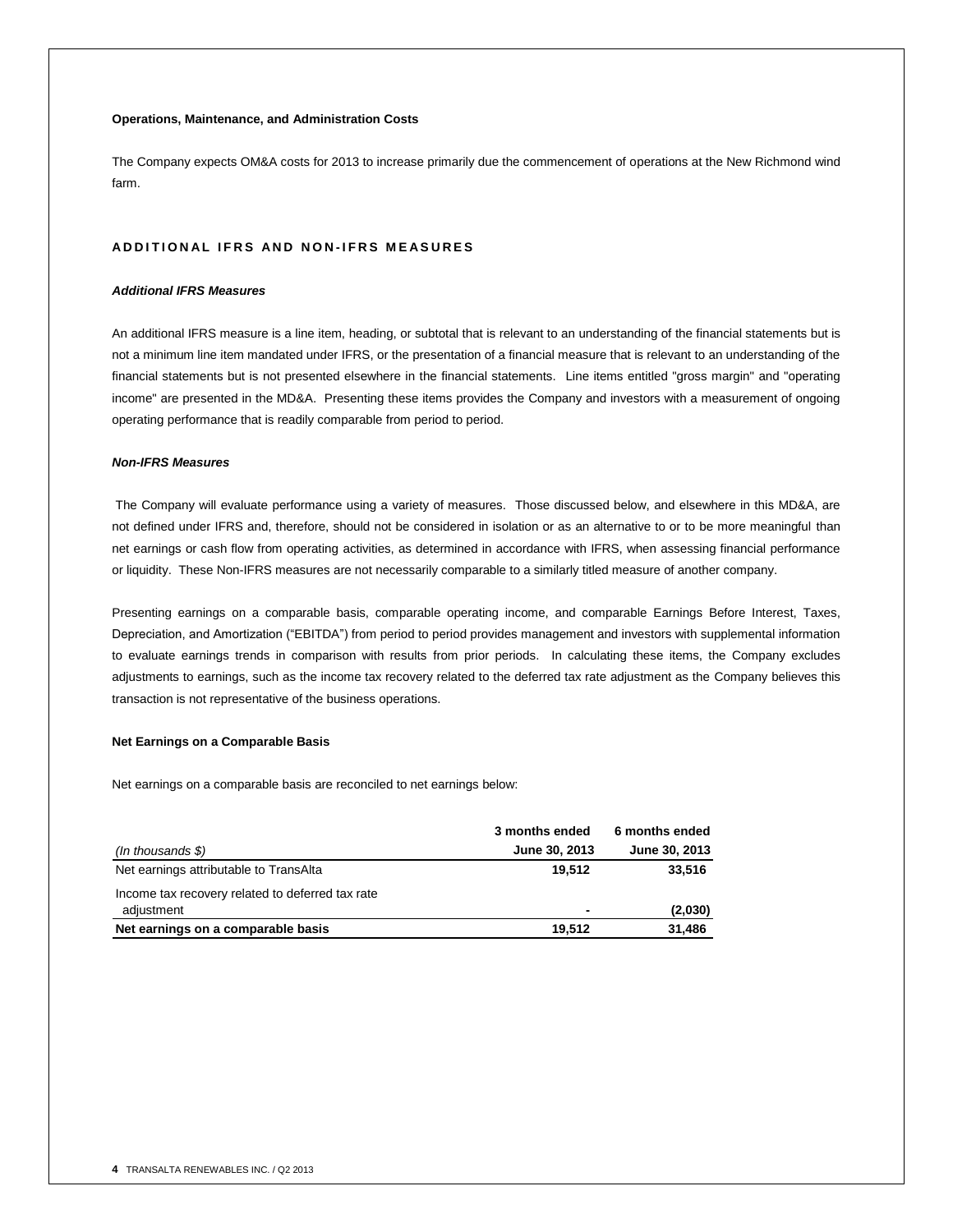**Operations, Maintenance, and Administration Costs**

The Company expects OM&A costs for 2013 to increase primarily due the commencement of operations at the New Richmond wind farm.

## ADDITIONAL IFRS AND NON-IFRS MEASURES

***Additional IFRS Measures***

An additional IFRS measure is a line item, heading, or subtotal that is relevant to an understanding of the financial statements but is not a minimum line item mandated under IFRS, or the presentation of a financial measure that is relevant to an understanding of the financial statements but is not presented elsewhere in the financial statements. Line items entitled "gross margin" and "operating income" are presented in the MD&A. Presenting these items provides the Company and investors with a measurement of ongoing operating performance that is readily comparable from period to period.

***Non-IFRS Measures***

The Company will evaluate performance using a variety of measures. Those discussed below, and elsewhere in this MD&A, are not defined under IFRS and, therefore, should not be considered in isolation or as an alternative to or to be more meaningful than net earnings or cash flow from operating activities, as determined in accordance with IFRS, when assessing financial performance or liquidity. These Non-IFRS measures are not necessarily comparable to a similarly titled measure of another company.

Presenting earnings on a comparable basis, comparable operating income, and comparable Earnings Before Interest, Taxes, Depreciation, and Amortization ("EBITDA") from period to period provides management and investors with supplemental information to evaluate earnings trends in comparison with results from prior periods. In calculating these items, the Company excludes adjustments to earnings, such as the income tax recovery related to the deferred tax rate adjustment as the Company believes this transaction is not representative of the business operations.

**Net Earnings on a Comparable Basis**

Net earnings on a comparable basis are reconciled to net earnings below:

| *(In thousands $)* | 3 months ended June 30, 2013 | 6 months ended June 30, 2013 |
|---|---|---|
| Net earnings attributable to TransAlta | 19,512 | 33,516 |
| Income tax recovery related to deferred tax rate adjustment | - | (2,030) |
| **Net earnings on a comparable basis** | 19,512 | 31,486 |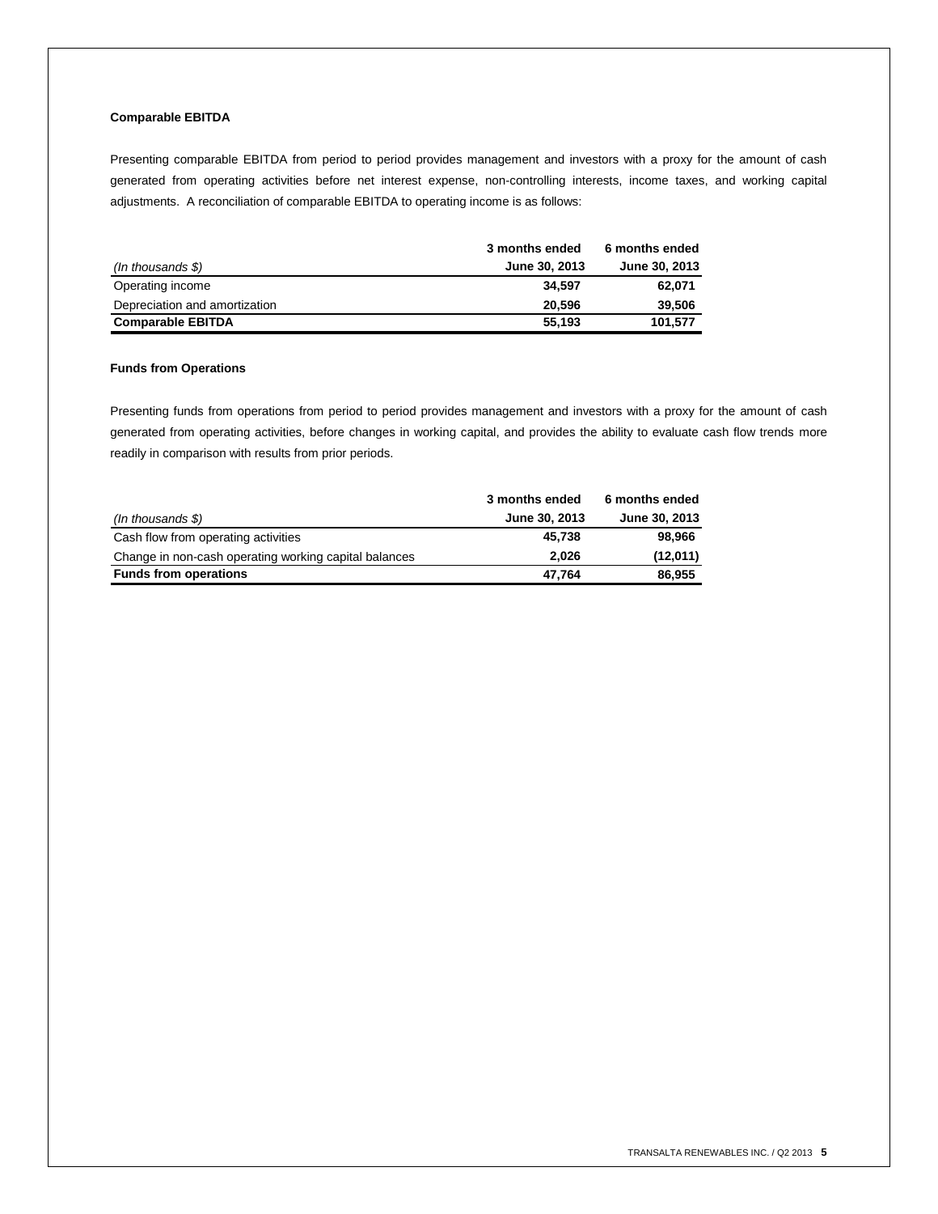**Comparable EBITDA**

Presenting comparable EBITDA from period to period provides management and investors with a proxy for the amount of cash generated from operating activities before net interest expense, non-controlling interests, income taxes, and working capital adjustments. A reconciliation of comparable EBITDA to operating income is as follows:

| *(In thousands $)* | 3 months ended June 30, 2013 | 6 months ended June 30, 2013 |
|---|---|---|
| Operating income | **34,597** | **62,071** |
| Depreciation and amortization | **20,596** | **39,506** |
| **Comparable EBITDA** | **55,193** | **101,577** |

**Funds from Operations**

Presenting funds from operations from period to period provides management and investors with a proxy for the amount of cash generated from operating activities, before changes in working capital, and provides the ability to evaluate cash flow trends more readily in comparison with results from prior periods.

| *(In thousands $)* | 3 months ended June 30, 2013 | 6 months ended June 30, 2013 |
|---|---|---|
| Cash flow from operating activities | **45,738** | **98,966** |
| Change in non-cash operating working capital balances | **2,026** | **(12,011)** |
| **Funds from operations** | **47,764** | **86,955** |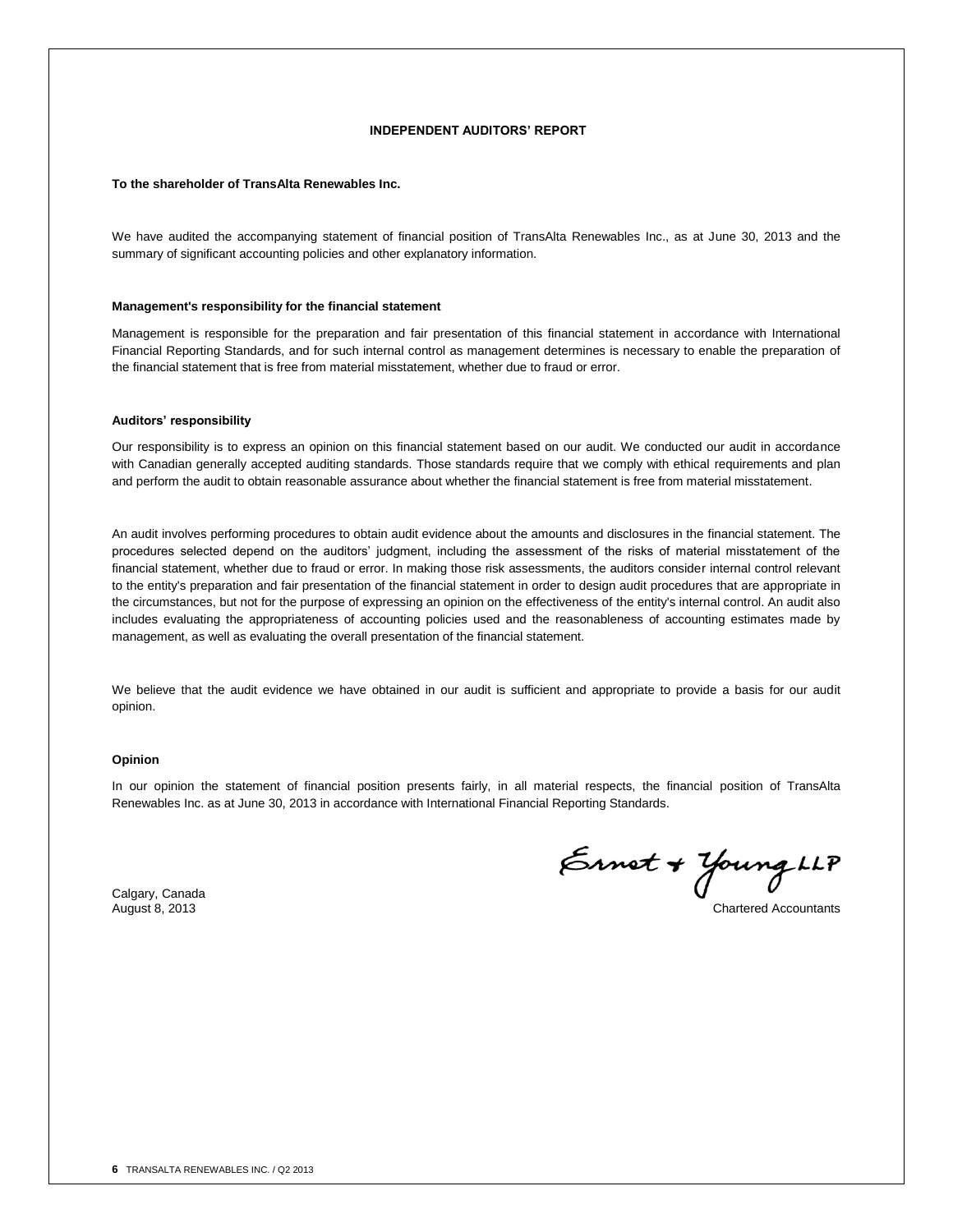# INDEPENDENT AUDITORS' REPORT

**To the shareholder of TransAlta Renewables Inc.**

We have audited the accompanying statement of financial position of TransAlta Renewables Inc., as at June 30, 2013 and the summary of significant accounting policies and other explanatory information.

## Management's responsibility for the financial statement

Management is responsible for the preparation and fair presentation of this financial statement in accordance with International Financial Reporting Standards, and for such internal control as management determines is necessary to enable the preparation of the financial statement that is free from material misstatement, whether due to fraud or error.

## Auditors' responsibility

Our responsibility is to express an opinion on this financial statement based on our audit. We conducted our audit in accordance with Canadian generally accepted auditing standards. Those standards require that we comply with ethical requirements and plan and perform the audit to obtain reasonable assurance about whether the financial statement is free from material misstatement.

An audit involves performing procedures to obtain audit evidence about the amounts and disclosures in the financial statement. The procedures selected depend on the auditors' judgment, including the assessment of the risks of material misstatement of the financial statement, whether due to fraud or error. In making those risk assessments, the auditors consider internal control relevant to the entity's preparation and fair presentation of the financial statement in order to design audit procedures that are appropriate in the circumstances, but not for the purpose of expressing an opinion on the effectiveness of the entity's internal control. An audit also includes evaluating the appropriateness of accounting policies used and the reasonableness of accounting estimates made by management, as well as evaluating the overall presentation of the financial statement.

We believe that the audit evidence we have obtained in our audit is sufficient and appropriate to provide a basis for our audit opinion.

## Opinion

In our opinion the statement of financial position presents fairly, in all material respects, the financial position of TransAlta Renewables Inc. as at June 30, 2013 in accordance with International Financial Reporting Standards.

Ernst & Young LLP

Chartered Accountants

Calgary, Canada
August 8, 2013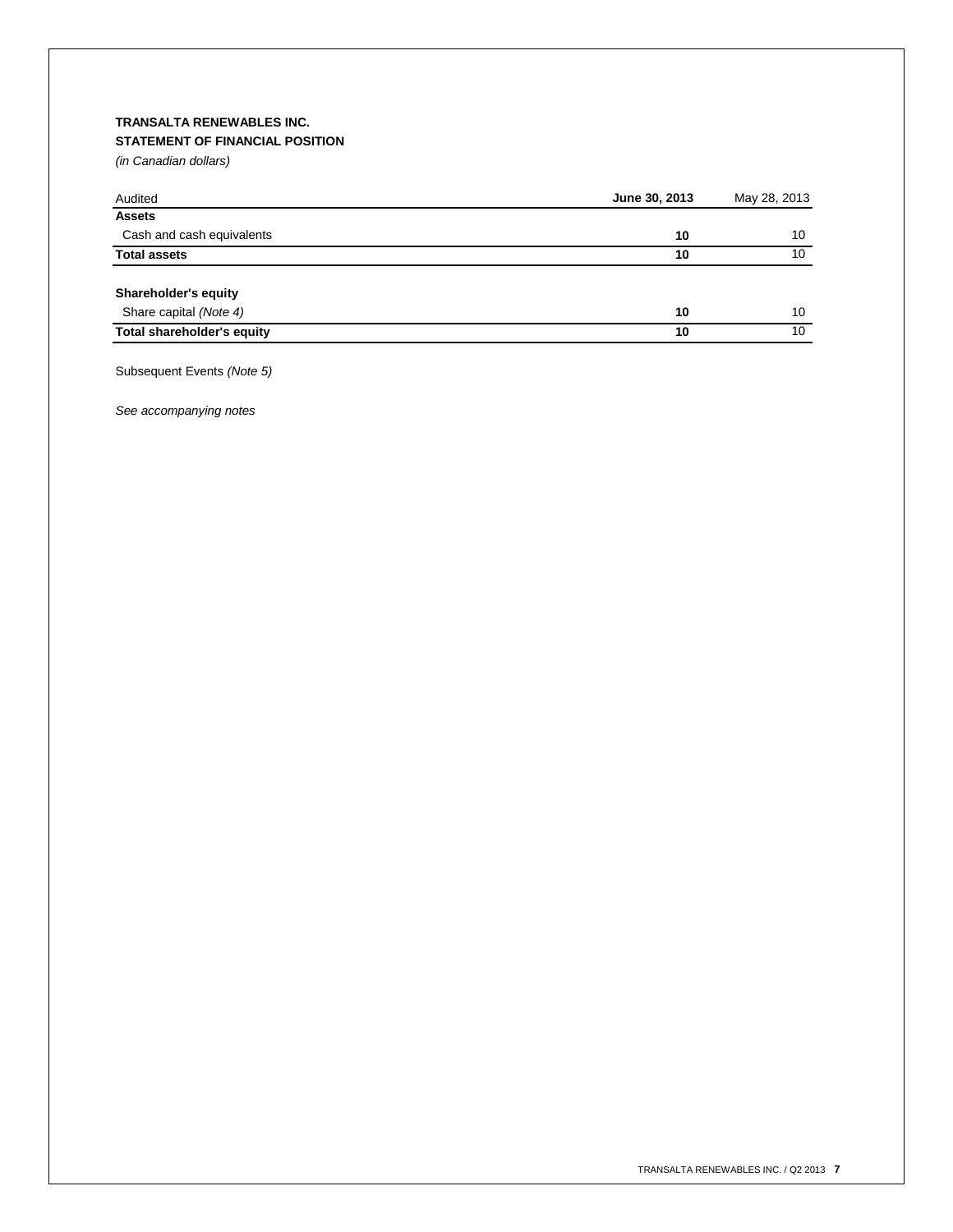**TRANSALTA RENEWABLES INC.**

**STATEMENT OF FINANCIAL POSITION**

*(in Canadian dollars)*

| Audited | **June 30, 2013** | May 28, 2013 |
|---|---|---|
| **Assets** | | |
| Cash and cash equivalents | **10** | 10 |
| **Total assets** | **10** | 10 |
| | | |
| **Shareholder's equity** | | |
| Share capital *(Note 4)* | **10** | 10 |
| **Total shareholder's equity** | **10** | 10 |

Subsequent Events *(Note 5)*

*See accompanying notes*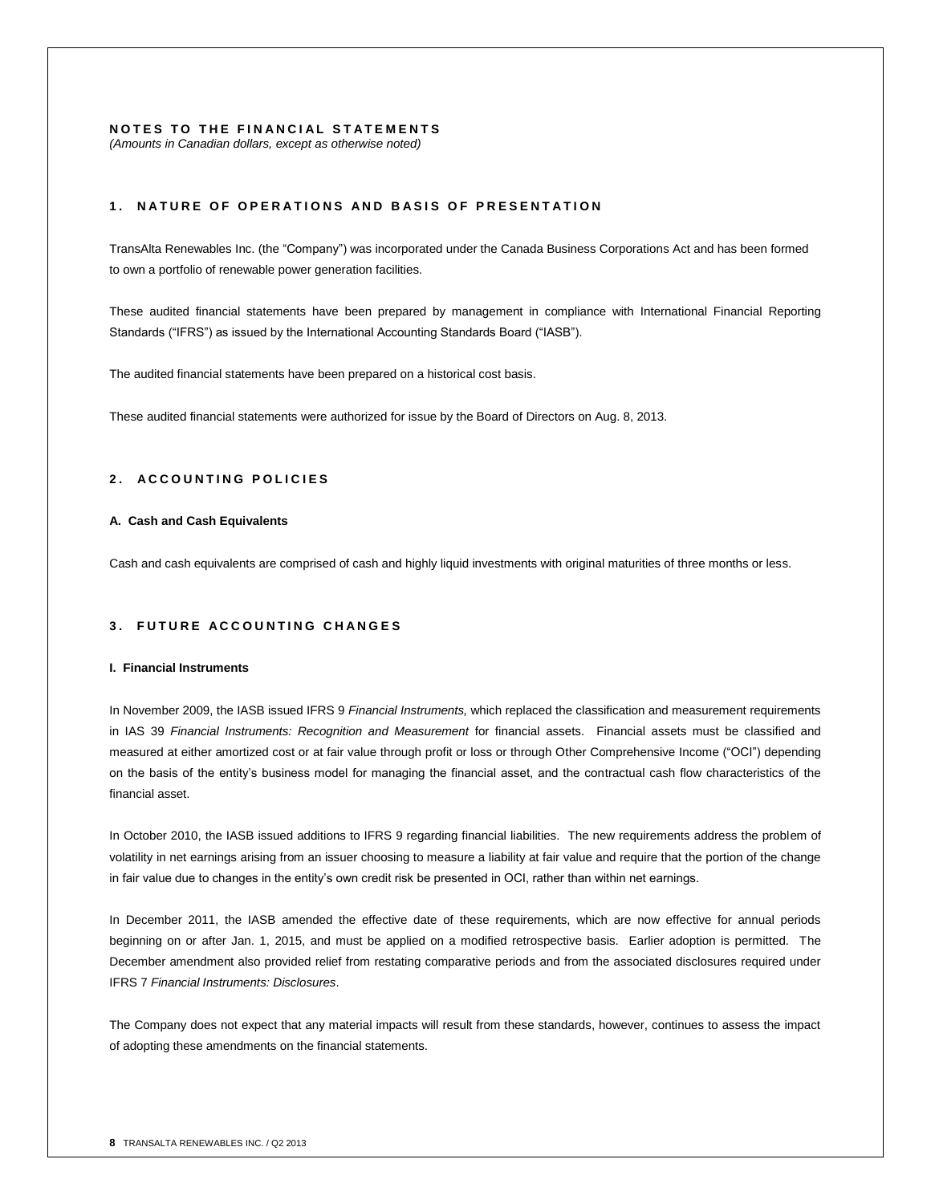# NOTES TO THE FINANCIAL STATEMENTS

*(Amounts in Canadian dollars, except as otherwise noted)*

## 1. NATURE OF OPERATIONS AND BASIS OF PRESENTATION

TransAlta Renewables Inc. (the "Company") was incorporated under the Canada Business Corporations Act and has been formed to own a portfolio of renewable power generation facilities.

These audited financial statements have been prepared by management in compliance with International Financial Reporting Standards ("IFRS") as issued by the International Accounting Standards Board ("IASB").

The audited financial statements have been prepared on a historical cost basis.

These audited financial statements were authorized for issue by the Board of Directors on Aug. 8, 2013.

## 2. ACCOUNTING POLICIES

### A. Cash and Cash Equivalents

Cash and cash equivalents are comprised of cash and highly liquid investments with original maturities of three months or less.

## 3. FUTURE ACCOUNTING CHANGES

### I. Financial Instruments

In November 2009, the IASB issued IFRS 9 *Financial Instruments,* which replaced the classification and measurement requirements in IAS 39 *Financial Instruments: Recognition and Measurement* for financial assets. Financial assets must be classified and measured at either amortized cost or at fair value through profit or loss or through Other Comprehensive Income ("OCI") depending on the basis of the entity's business model for managing the financial asset, and the contractual cash flow characteristics of the financial asset.

In October 2010, the IASB issued additions to IFRS 9 regarding financial liabilities. The new requirements address the problem of volatility in net earnings arising from an issuer choosing to measure a liability at fair value and require that the portion of the change in fair value due to changes in the entity's own credit risk be presented in OCI, rather than within net earnings.

In December 2011, the IASB amended the effective date of these requirements, which are now effective for annual periods beginning on or after Jan. 1, 2015, and must be applied on a modified retrospective basis. Earlier adoption is permitted. The December amendment also provided relief from restating comparative periods and from the associated disclosures required under IFRS 7 *Financial Instruments: Disclosures*.

The Company does not expect that any material impacts will result from these standards, however, continues to assess the impact of adopting these amendments on the financial statements.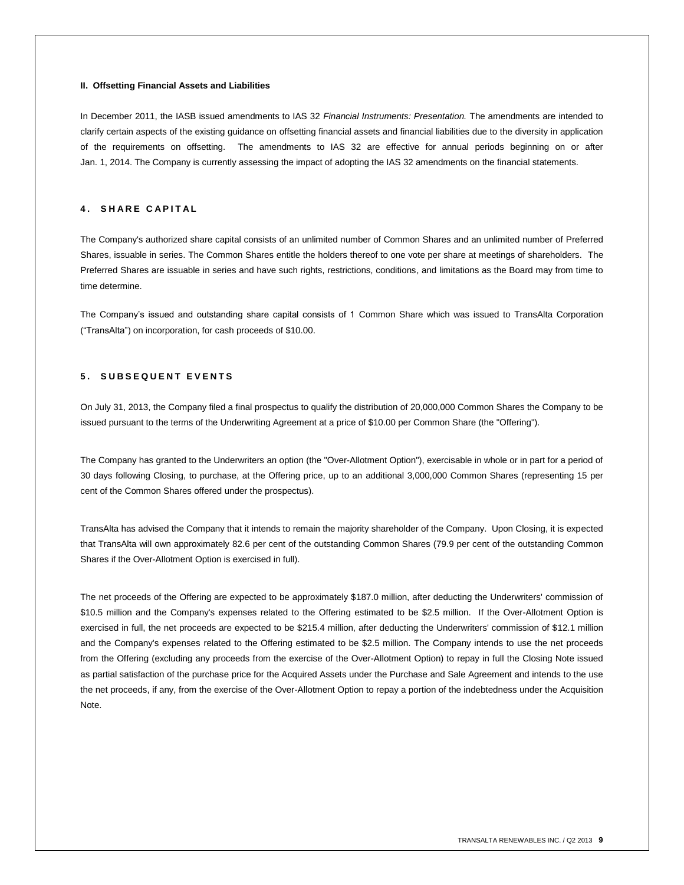### II. Offsetting Financial Assets and Liabilities

In December 2011, the IASB issued amendments to IAS 32 *Financial Instruments: Presentation.* The amendments are intended to clarify certain aspects of the existing guidance on offsetting financial assets and financial liabilities due to the diversity in application of the requirements on offsetting. The amendments to IAS 32 are effective for annual periods beginning on or after Jan. 1, 2014. The Company is currently assessing the impact of adopting the IAS 32 amendments on the financial statements.

## 4. SHARE CAPITAL

The Company's authorized share capital consists of an unlimited number of Common Shares and an unlimited number of Preferred Shares, issuable in series. The Common Shares entitle the holders thereof to one vote per share at meetings of shareholders. The Preferred Shares are issuable in series and have such rights, restrictions, conditions, and limitations as the Board may from time to time determine.

The Company's issued and outstanding share capital consists of 1 Common Share which was issued to TransAlta Corporation ("TransAlta") on incorporation, for cash proceeds of $10.00.

## 5. SUBSEQUENT EVENTS

On July 31, 2013, the Company filed a final prospectus to qualify the distribution of 20,000,000 Common Shares the Company to be issued pursuant to the terms of the Underwriting Agreement at a price of $10.00 per Common Share (the "Offering").

The Company has granted to the Underwriters an option (the "Over-Allotment Option"), exercisable in whole or in part for a period of 30 days following Closing, to purchase, at the Offering price, up to an additional 3,000,000 Common Shares (representing 15 per cent of the Common Shares offered under the prospectus).

TransAlta has advised the Company that it intends to remain the majority shareholder of the Company. Upon Closing, it is expected that TransAlta will own approximately 82.6 per cent of the outstanding Common Shares (79.9 per cent of the outstanding Common Shares if the Over-Allotment Option is exercised in full).

The net proceeds of the Offering are expected to be approximately $187.0 million, after deducting the Underwriters' commission of $10.5 million and the Company's expenses related to the Offering estimated to be $2.5 million. If the Over-Allotment Option is exercised in full, the net proceeds are expected to be $215.4 million, after deducting the Underwriters' commission of $12.1 million and the Company's expenses related to the Offering estimated to be $2.5 million. The Company intends to use the net proceeds from the Offering (excluding any proceeds from the exercise of the Over-Allotment Option) to repay in full the Closing Note issued as partial satisfaction of the purchase price for the Acquired Assets under the Purchase and Sale Agreement and intends to the use the net proceeds, if any, from the exercise of the Over-Allotment Option to repay a portion of the indebtedness under the Acquisition Note.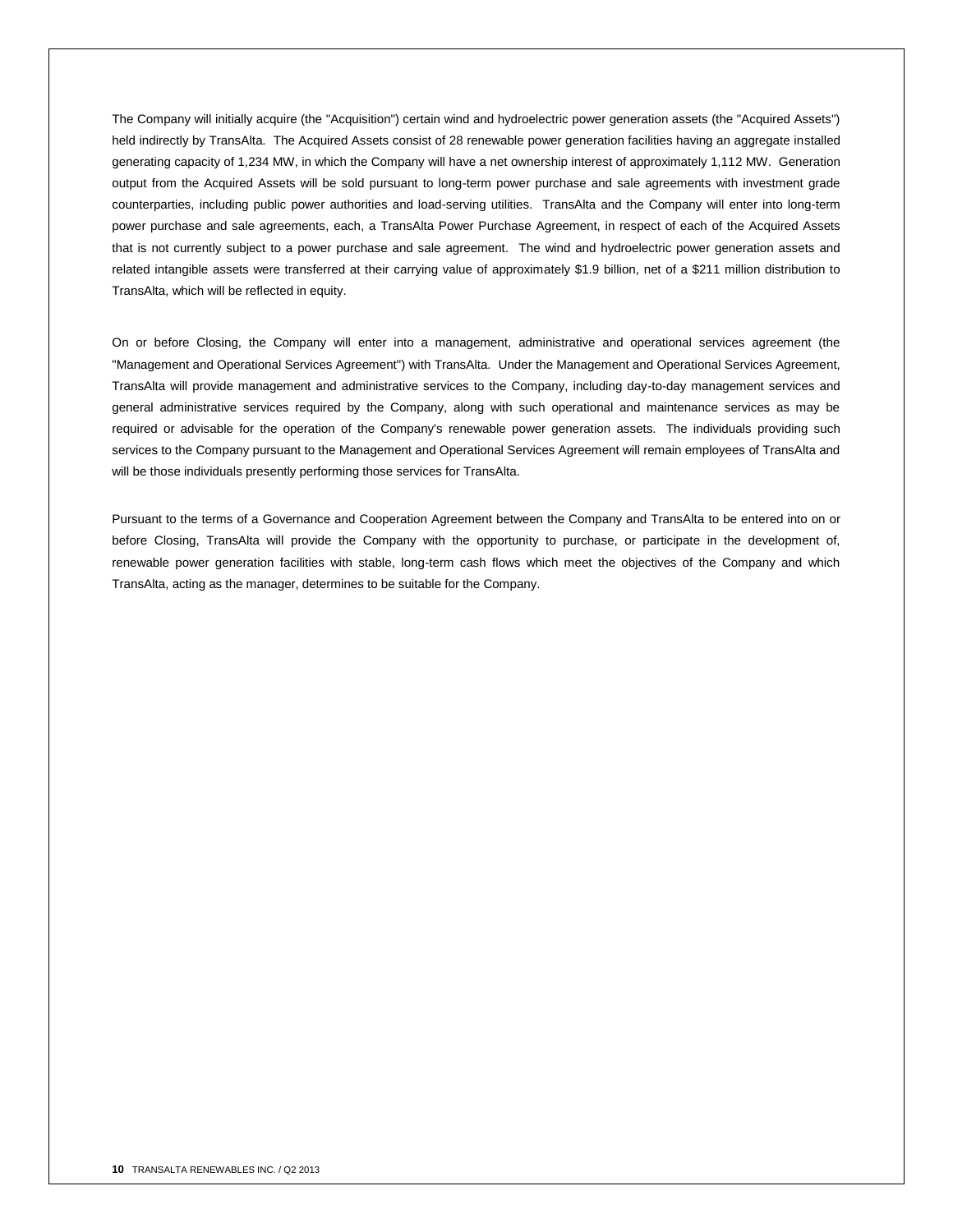The Company will initially acquire (the "Acquisition") certain wind and hydroelectric power generation assets (the "Acquired Assets") held indirectly by TransAlta. The Acquired Assets consist of 28 renewable power generation facilities having an aggregate installed generating capacity of 1,234 MW, in which the Company will have a net ownership interest of approximately 1,112 MW. Generation output from the Acquired Assets will be sold pursuant to long-term power purchase and sale agreements with investment grade counterparties, including public power authorities and load-serving utilities. TransAlta and the Company will enter into long-term power purchase and sale agreements, each, a TransAlta Power Purchase Agreement, in respect of each of the Acquired Assets that is not currently subject to a power purchase and sale agreement. The wind and hydroelectric power generation assets and related intangible assets were transferred at their carrying value of approximately $1.9 billion, net of a $211 million distribution to TransAlta, which will be reflected in equity.

On or before Closing, the Company will enter into a management, administrative and operational services agreement (the "Management and Operational Services Agreement") with TransAlta. Under the Management and Operational Services Agreement, TransAlta will provide management and administrative services to the Company, including day-to-day management services and general administrative services required by the Company, along with such operational and maintenance services as may be required or advisable for the operation of the Company's renewable power generation assets. The individuals providing such services to the Company pursuant to the Management and Operational Services Agreement will remain employees of TransAlta and will be those individuals presently performing those services for TransAlta.

Pursuant to the terms of a Governance and Cooperation Agreement between the Company and TransAlta to be entered into on or before Closing, TransAlta will provide the Company with the opportunity to purchase, or participate in the development of, renewable power generation facilities with stable, long-term cash flows which meet the objectives of the Company and which TransAlta, acting as the manager, determines to be suitable for the Company.